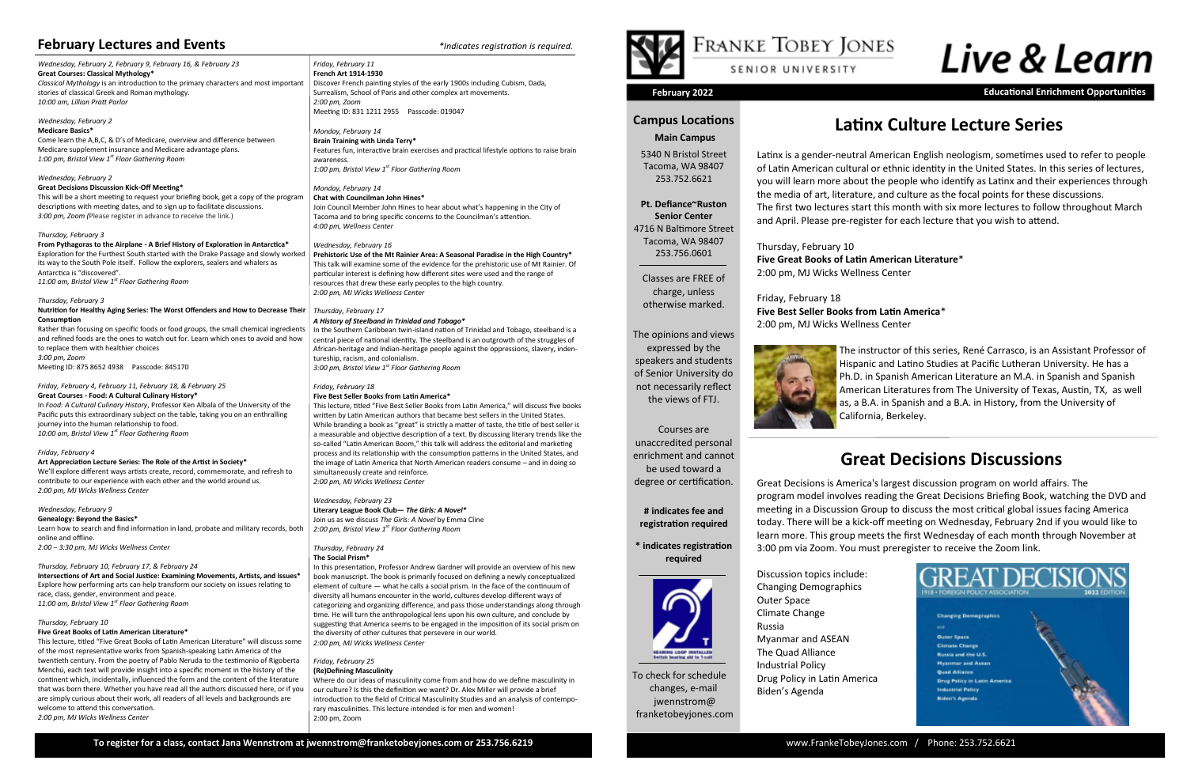## February Lectures and Events

*\*Indicates registration is required.*

*Wednesday, February 2, February 9, February 16, & February 23*
**Great Courses: Classical Mythology\***
*Classical Mythology* is an introduction to the primary characters and most important stories of classical Greek and Roman mythology.
*10:00 am, Lillian Pratt Parlor*

*Wednesday, February 2*
**Medicare Basics\***
Come learn the A,B,C, & D's of Medicare, overview and difference between Medicare supplement insurance and Medicare advantage plans.
*1:00 pm, Bristol View 1st Floor Gathering Room*

*Wednesday, February 2*
**Great Decisions Discussion Kick-Off Meeting\***
This will be a short meeting to request your briefing book, get a copy of the program descriptions with meeting dates, and to sign up to facilitate discussions.
*3:00 pm, Zoom* (Please register in advance to receive the link.)

*Thursday, February 3*
**From Pythagoras to the Airplane - A Brief History of Exploration in Antarctica\***
Exploration for the Furthest South started with the Drake Passage and slowly worked its way to the South Pole itself. Follow the explorers, sealers and whalers as Antarctica is "discovered".
*11:00 am, Bristol View 1st Floor Gathering Room*

*Thursday, February 3*
**Nutrition for Healthy Aging Series: The Worst Offenders and How to Decrease Their Consumption**
Rather than focusing on specific foods or food groups, the small chemical ingredients and refined foods are the ones to watch out for. Learn which ones to avoid and how to replace them with healthier choices
*3:00 pm, Zoom*
Meeting ID: 875 8652 4938 Passcode: 845170

*Friday, February 4, February 11, February 18, & February 25*
**Great Courses - Food: A Cultural Culinary History\***
In *Food: A Cultural Culinary History*, Professor Ken Albala of the University of the Pacific puts this extraordinary subject on the table, taking you on an enthralling journey into the human relationship to food.
*10:00 am, Bristol View 1st Floor Gathering Room*

*Friday, February 4*
**Art Appreciation Lecture Series: The Role of the Artist in Society\***
We'll explore different ways artists create, record, commemorate, and refresh to contribute to our experience with each other and the world around us.
*2:00 pm, MJ Wicks Wellness Center*

*Wednesday, February 9*
**Genealogy: Beyond the Basics\***
Learn how to search and find information in land, probate and military records, both online and offline.
*2:00 – 3:30 pm, MJ Wicks Wellness Center*

*Thursday, February 10, February 17, & February 24*
**Intersections of Art and Social Justice: Examining Movements, Artists, and Issues\***
Explore how performing arts can help transform our society on issues relating to race, class, gender, environment and peace.
*11:00 am, Bristol View 1st Floor Gathering Room*

*Thursday, February 10*
**Five Great Books of Latin American Literature\***
This lecture, titled "Five Great Books of Latin American Literature" will discuss some of the most representative works from Spanish-speaking Latin America of the twentieth century. From the poetry of Pablo Neruda to the testimonio of Rigoberta Menchú, each text will provide insight into a specific moment in the history of the continent which, incidentally, influenced the form and the content of the literature that was born there. Whether you have read all the authors discussed here, or if you are simply curious about their work, all readers of all levels and backgrounds are welcome to attend this conversation.
*2:00 pm, MJ Wicks Wellness Center*

*Friday, February 11*
**French Art 1914-1930**
Discover French painting styles of the early 1900s including Cubism, Dada, Surrealism, School of Paris and other complex art movements.
*2:00 pm, Zoom*
Meeting ID: 831 1211 2955 Passcode: 019047

*Monday, February 14*
**Brain Training with Linda Terry\***
Features fun, interactive brain exercises and practical lifestyle options to raise brain awareness.
*1:00 pm, Bristol View 1st Floor Gathering Room*

*Monday, February 14*
**Chat with Councilman John Hines\***
Join Council Member John Hines to hear about what's happening in the City of Tacoma and to bring specific concerns to the Councilman's attention.
*4:00 pm, Wellness Center*

*Wednesday, February 16*
**Prehistoric Use of the Mt Rainier Area: A Seasonal Paradise in the High Country\***
This talk will examine some of the evidence for the prehistoric use of Mt Rainier. Of particular interest is defining how different sites were used and the range of resources that drew these early peoples to the high country.
*2:00 pm, MJ Wicks Wellness Center*

*Thursday, February 17*
***A History of Steelband in Trinidad and Tobago\****
In the Southern Caribbean twin-island nation of Trinidad and Tobago, steelband is a central piece of national identity. The steelband is an outgrowth of the struggles of African-heritage and Indian-heritage people against the oppressions, slavery, indentureship, racism, and colonialism.
*3:00 pm, Bristol View 1st Floor Gathering Room*

*Friday, February 18*
**Five Best Seller Books from Latin America\***
This lecture, titled "Five Best Seller Books from Latin America," will discuss five books written by Latin American authors that became best sellers in the United States. While branding a book as "great" is strictly a matter of taste, the title of best seller is a measurable and objective description of a text. By discussing literary trends like the so-called "Latin American Boom," this talk will address the editorial and marketing process and its relationship with the consumption patterns in the United States, and the image of Latin America that North American readers consume – and in doing so simultaneously create and reinforce.
*2:00 pm, MJ Wicks Wellness Center*

*Wednesday, February 23*
**Literary League Book Club— *The Girls: A Novel*\***
Join us as we discuss *The Girls: A Novel* by Emma Cline
*2:00 pm, Bristol View 1st Floor Gathering Room*

*Thursday, February 24*
**The Social Prism\***
In this presentation, Professor Andrew Gardner will provide an overview of his new book manuscript. The book is primarily focused on defining a newly conceptualized element of culture — what he calls a social prism. In the face of the continuum of diversity all humans encounter in the world, cultures develop different ways of categorizing and organizing difference, and pass those understandings along through time. He will turn the anthropological lens upon his own culture, and conclude by suggesting that America seems to be engaged in the imposition of its social prism on the diversity of other cultures that persevere in our world.
*2:00 pm, MJ Wicks Wellness Center*

*Friday, February 25*
**(Re)Defining Masculinity**
Where do our ideas of masculinity come from and how do we define masculinity in our culture? Is this the definition we want? Dr. Alex Miller will provide a brief introduction to the field of Critical Masculinity Studies and an analysis of contemporary masculinities. This lecture intended is for men and women!
2:00 pm, Zoom

**To register for a class, contact Jana Wennstrom at jwennstrom@franketobeyjones.com or 253.756.6219**

# FRANKE TOBEY JONES SENIOR UNIVERSITY

# Live & Learn

**February 2022** — **Educational Enrichment Opportunities**

### Campus Locations

**Main Campus**
5340 N Bristol Street
Tacoma, WA 98407
253.752.6621

**Pt. Defiance~Ruston Senior Center**
4716 N Baltimore Street
Tacoma, WA 98407
253.756.0601

Classes are FREE of charge, unless otherwise marked.

The opinions and views expressed by the speakers and students of Senior University do not necessarily reflect the views of FTJ.

Courses are unaccredited personal enrichment and cannot be used toward a degree or certification.

**# indicates fee and registration required**

**\* indicates registration required**

To check for schedule changes, e-mail jwennstrom@franketobeyjones.com

## Latinx Culture Lecture Series

Latinx is a gender-neutral American English neologism, sometimes used to refer to people of Latin American cultural or ethnic identity in the United States. In this series of lectures, you will learn more about the people who identify as Latinx and their experiences through the media of art, literature, and culture as the focal points for these discussions. The first two lectures start this month with six more lectures to follow throughout March and April. Please pre-register for each lecture that you wish to attend.

Thursday, February 10
**Five Great Books of Latin American Literature**\*
2:00 pm, MJ Wicks Wellness Center

Friday, February 18
**Five Best Seller Books from Latin America**\*
2:00 pm, MJ Wicks Wellness Center

The instructor of this series, René Carrasco, is an Assistant Professor of Hispanic and Latino Studies at Pacific Lutheran University. He has a Ph.D. in Spanish American Literature an M.A. in Spanish and Spanish American Literatures from The University of Texas, Austin, TX, as well as, a B.A. in Spanish and a B.A. in History, from the University of California, Berkeley.

## Great Decisions Discussions

Great Decisions is America's largest discussion program on world affairs. The program model involves reading the Great Decisions Briefing Book, watching the DVD and meeting in a Discussion Group to discuss the most critical global issues facing America today. There will be a kick-off meeting on Wednesday, February 2nd if you would like to learn more. This group meets the first Wednesday of each month through November at 3:00 pm via Zoom. You must preregister to receive the Zoom link.

Discussion topics include:
- Changing Demographics
- Outer Space
- Climate Change
- Russia
- Myanmar and ASEAN
- The Quad Alliance
- Industrial Policy
- Drug Policy in Latin America
- Biden's Agenda

www.FrankeTobeyJones.com / Phone: 253.752.6621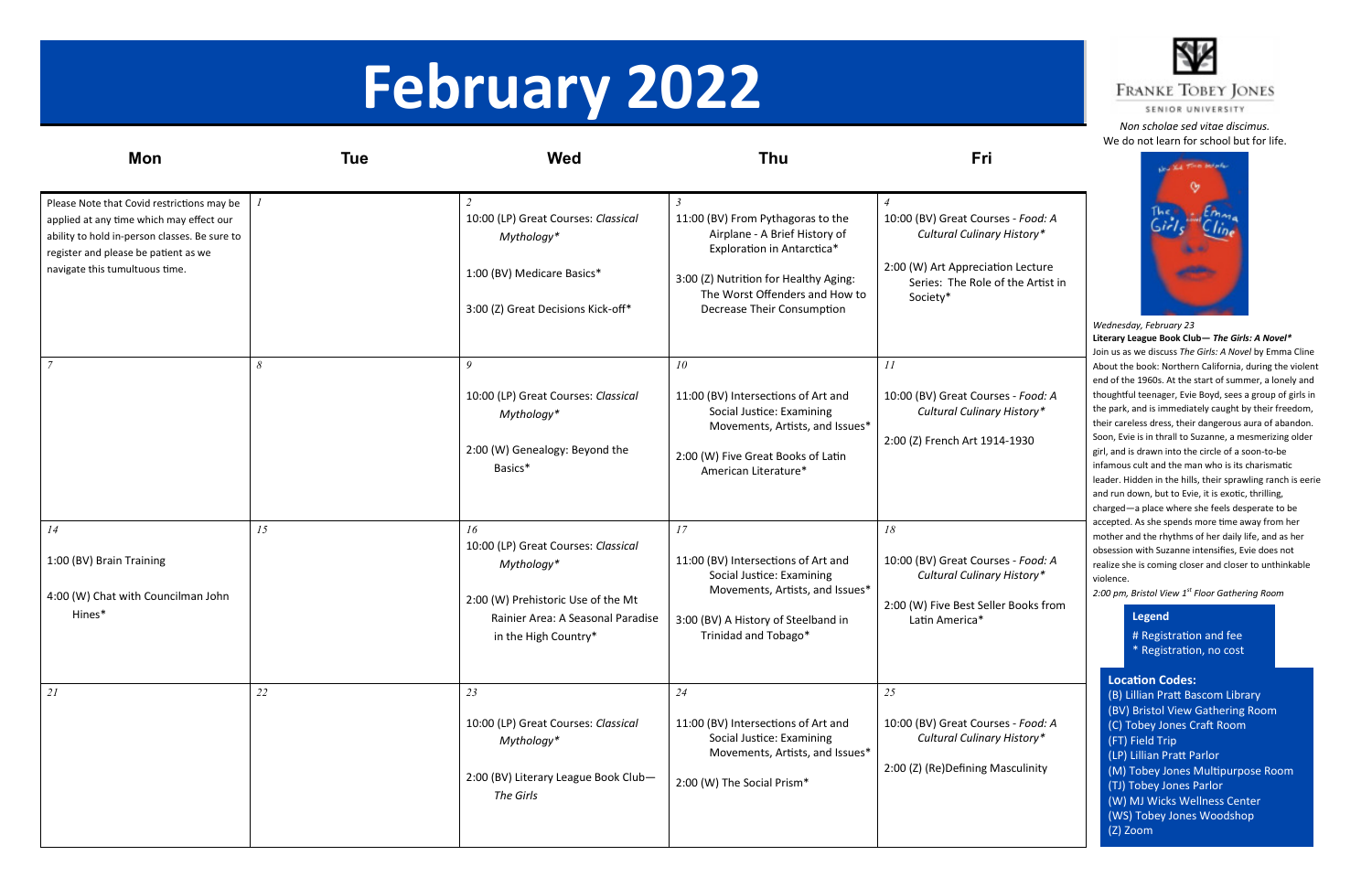# February 2022

FRANKE TOBEY JONES
SENIOR UNIVERSITY

*Non scholae sed vitae discimus.*
We do not learn for school but for life.

| Mon | Tue | Wed | Thu | Fri |
|---|---|---|---|---|
| Please Note that Covid restrictions may be applied at any time which may effect our ability to hold in-person classes. Be sure to register and please be patient as we navigate this tumultuous time. | 1 | 2<br>10:00 (LP) Great Courses: *Classical Mythology**<br>1:00 (BV) Medicare Basics*<br>3:00 (Z) Great Decisions Kick-off* | 3<br>11:00 (BV) From Pythagoras to the Airplane - A Brief History of Exploration in Antarctica*<br>3:00 (Z) Nutrition for Healthy Aging: The Worst Offenders and How to Decrease Their Consumption | 4<br>10:00 (BV) Great Courses - *Food: A Cultural Culinary History**<br>2:00 (W) Art Appreciation Lecture Series: The Role of the Artist in Society* |
| 7 | 8 | 9<br>10:00 (LP) Great Courses: *Classical Mythology**<br>2:00 (W) Genealogy: Beyond the Basics* | 10<br>11:00 (BV) Intersections of Art and Social Justice: Examining Movements, Artists, and Issues*<br>2:00 (W) Five Great Books of Latin American Literature* | 11<br>10:00 (BV) Great Courses - *Food: A Cultural Culinary History**<br>2:00 (Z) French Art 1914-1930 |
| 14<br>1:00 (BV) Brain Training<br>4:00 (W) Chat with Councilman John Hines* | 15 | 16<br>10:00 (LP) Great Courses: *Classical Mythology**<br>2:00 (W) Prehistoric Use of the Mt Rainier Area: A Seasonal Paradise in the High Country* | 17<br>11:00 (BV) Intersections of Art and Social Justice: Examining Movements, Artists, and Issues*<br>3:00 (BV) A History of Steelband in Trinidad and Tobago* | 18<br>10:00 (BV) Great Courses - *Food: A Cultural Culinary History**<br>2:00 (W) Five Best Seller Books from Latin America* |
| 21 | 22 | 23<br>10:00 (LP) Great Courses: *Classical Mythology**<br>2:00 (BV) Literary League Book Club—*The Girls* | 24<br>11:00 (BV) Intersections of Art and Social Justice: Examining Movements, Artists, and Issues*<br>2:00 (W) The Social Prism* | 25<br>10:00 (BV) Great Courses - *Food: A Cultural Culinary History**<br>2:00 (Z) (Re)Defining Masculinity |

*Wednesday, February 23*

**Literary League Book Club— *The Girls: A Novel****

Join us as we discuss *The Girls: A Novel* by Emma Cline

About the book: Northern California, during the violent end of the 1960s. At the start of summer, a lonely and thoughtful teenager, Evie Boyd, sees a group of girls in the park, and is immediately caught by their freedom, their careless dress, their dangerous aura of abandon. Soon, Evie is in thrall to Suzanne, a mesmerizing older girl, and is drawn into the circle of a soon-to-be infamous cult and the man who is its charismatic leader. Hidden in the hills, their sprawling ranch is eerie and run down, but to Evie, it is exotic, thrilling, charged—a place where she feels desperate to be accepted. As she spends more time away from her mother and the rhythms of her daily life, and as her obsession with Suzanne intensifies, Evie does not realize she is coming closer and closer to unthinkable violence.

*2:00 pm, Bristol View 1st Floor Gathering Room*

**Legend**

# Registration and fee
* Registration, no cost

**Location Codes:**

(B) Lillian Pratt Bascom Library
(BV) Bristol View Gathering Room
(C) Tobey Jones Craft Room
(FT) Field Trip
(LP) Lillian Pratt Parlor
(M) Tobey Jones Multipurpose Room
(TJ) Tobey Jones Parlor
(W) MJ Wicks Wellness Center
(WS) Tobey Jones Woodshop
(Z) Zoom